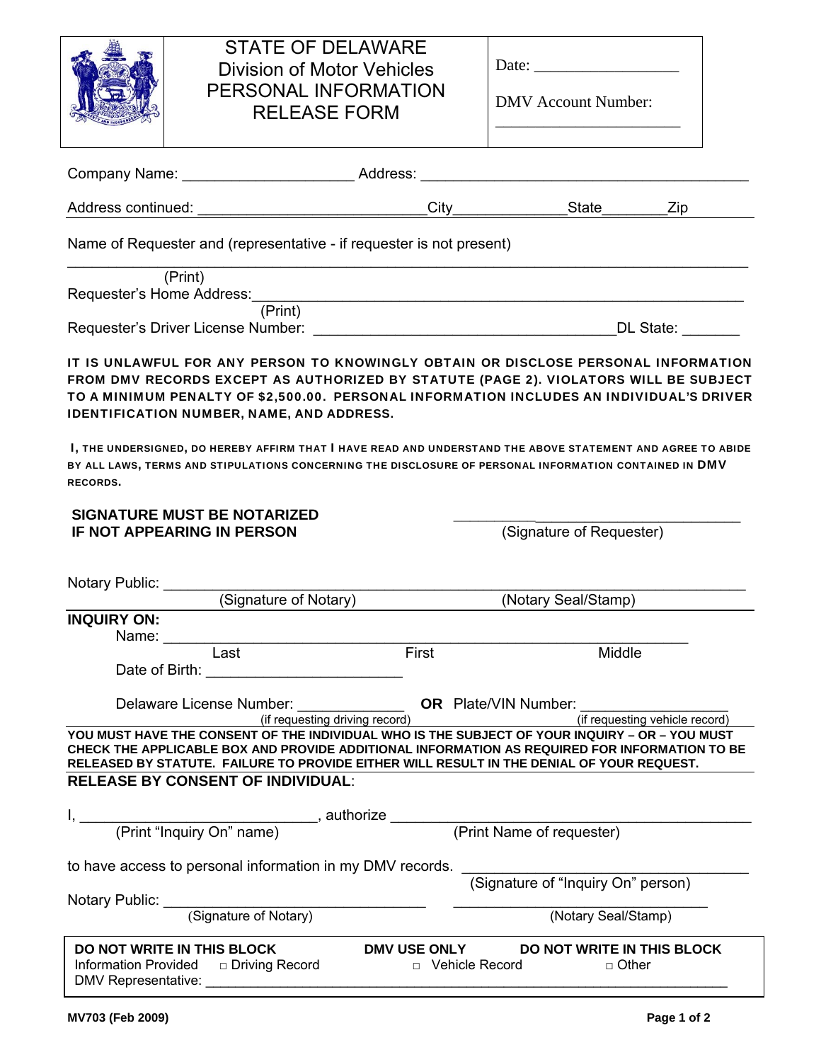# STATE OF DELAWARE
## Division of Motor Vehicles
## PERSONAL INFORMATION RELEASE FORM

Date: _________________

DMV Account Number: ______________________

Company Name: ____________________ Address: ________________________________________

Address continued: ___________________________City_____________State________Zip

Name of Requester and (representative - if requester is not present)

________________________________________________________________________________
(Print)

Requester's Home Address:_________________________________________________________
(Print)

Requester's Driver License Number: ____________________________________DL State: _______

**IT IS UNLAWFUL FOR ANY PERSON TO KNOWINGLY OBTAIN OR DISCLOSE PERSONAL INFORMATION FROM DMV RECORDS EXCEPT AS AUTHORIZED BY STATUTE (PAGE 2). VIOLATORS WILL BE SUBJECT TO A MINIMUM PENALTY OF $2,500.00. PERSONAL INFORMATION INCLUDES AN INDIVIDUAL'S DRIVER IDENTIFICATION NUMBER, NAME, AND ADDRESS.**

**I, THE UNDERSIGNED, DO HEREBY AFFIRM THAT I HAVE READ AND UNDERSTAND THE ABOVE STATEMENT AND AGREE TO ABIDE BY ALL LAWS, TERMS AND STIPULATIONS CONCERNING THE DISCLOSURE OF PERSONAL INFORMATION CONTAINED IN DMV RECORDS.**

**SIGNATURE MUST BE NOTARIZED IF NOT APPEARING IN PERSON**

___________________________________
(Signature of Requester)

Notary Public: _____________________________________________________________________
(Signature of Notary) (Notary Seal/Stamp)

**INQUIRY ON:**

Name: ____________________________________________________________
Last First Middle

Date of Birth: ________________________

Delaware License Number: _____________ **OR** Plate/VIN Number: __________________
(if requesting driving record) (if requesting vehicle record)

**YOU MUST HAVE THE CONSENT OF THE INDIVIDUAL WHO IS THE SUBJECT OF YOUR INQUIRY – OR – YOU MUST CHECK THE APPLICABLE BOX AND PROVIDE ADDITIONAL INFORMATION AS REQUIRED FOR INFORMATION TO BE RELEASED BY STATUTE. FAILURE TO PROVIDE EITHER WILL RESULT IN THE DENIAL OF YOUR REQUEST.**

**RELEASE BY CONSENT OF INDIVIDUAL**:

I, _____________________________, authorize ____________________________________________
(Print "Inquiry On" name) (Print Name of requester)

to have access to personal information in my DMV records. ___________________________________
(Signature of "Inquiry On" person)

Notary Public: ________________________________ ________________________________
(Signature of Notary) (Notary Seal/Stamp)

**DO NOT WRITE IN THIS BLOCK** **DMV USE ONLY** **DO NOT WRITE IN THIS BLOCK**

Information Provided □ Driving Record □ Vehicle Record □ Other

DMV Representative: ______________________________________________________________________

**MV703 (Feb 2009)**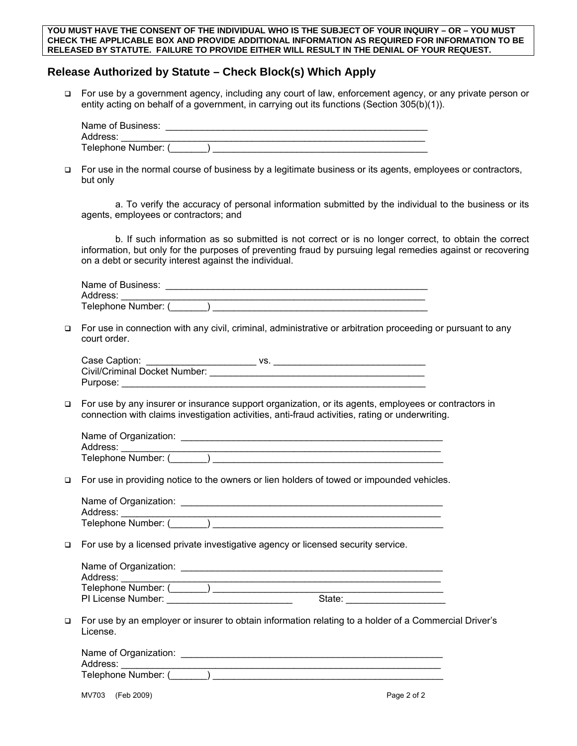**YOU MUST HAVE THE CONSENT OF THE INDIVIDUAL WHO IS THE SUBJECT OF YOUR INQUIRY – OR – YOU MUST CHECK THE APPLICABLE BOX AND PROVIDE ADDITIONAL INFORMATION AS REQUIRED FOR INFORMATION TO BE RELEASED BY STATUTE. FAILURE TO PROVIDE EITHER WILL RESULT IN THE DENIAL OF YOUR REQUEST.**

## Release Authorized by Statute – Check Block(s) Which Apply

- ☐ For use by a government agency, including any court of law, enforcement agency, or any private person or entity acting on behalf of a government, in carrying out its functions (Section 305(b)(1)).

  Name of Business: ____________________________________________________
  Address: ____________________________________________________________
  Telephone Number: (_______) __________________________________________

- ☐ For use in the normal course of business by a legitimate business or its agents, employees or contractors, but only

  a. To verify the accuracy of personal information submitted by the individual to the business or its agents, employees or contractors; and

  b. If such information as so submitted is not correct or is no longer correct, to obtain the correct information, but only for the purposes of preventing fraud by pursuing legal remedies against or recovering on a debt or security interest against the individual.

  Name of Business: ____________________________________________________
  Address: ____________________________________________________________
  Telephone Number: (_______) __________________________________________

- ☐ For use in connection with any civil, criminal, administrative or arbitration proceeding or pursuant to any court order.

  Case Caption: _____________________ vs. _____________________________
  Civil/Criminal Docket Number: __________________________________________
  Purpose: ____________________________________________________________

- ☐ For use by any insurer or insurance support organization, or its agents, employees or contractors in connection with claims investigation activities, anti-fraud activities, rating or underwriting.

  Name of Organization: ____________________________________________________
  Address: ____________________________________________________________
  Telephone Number: (_______) __________________________________________

- ☐ For use in providing notice to the owners or lien holders of towed or impounded vehicles.

  Name of Organization: ____________________________________________________
  Address: ____________________________________________________________
  Telephone Number: (_______) __________________________________________

- ☐ For use by a licensed private investigative agency or licensed security service.

  Name of Organization: ____________________________________________________
  Address: ____________________________________________________________
  Telephone Number: (_______) __________________________________________
  PI License Number: ________________________ State: __________________

- ☐ For use by an employer or insurer to obtain information relating to a holder of a Commercial Driver's License.

  Name of Organization: ____________________________________________________
  Address: ____________________________________________________________
  Telephone Number: (_______) __________________________________________

MV703 (Feb 2009)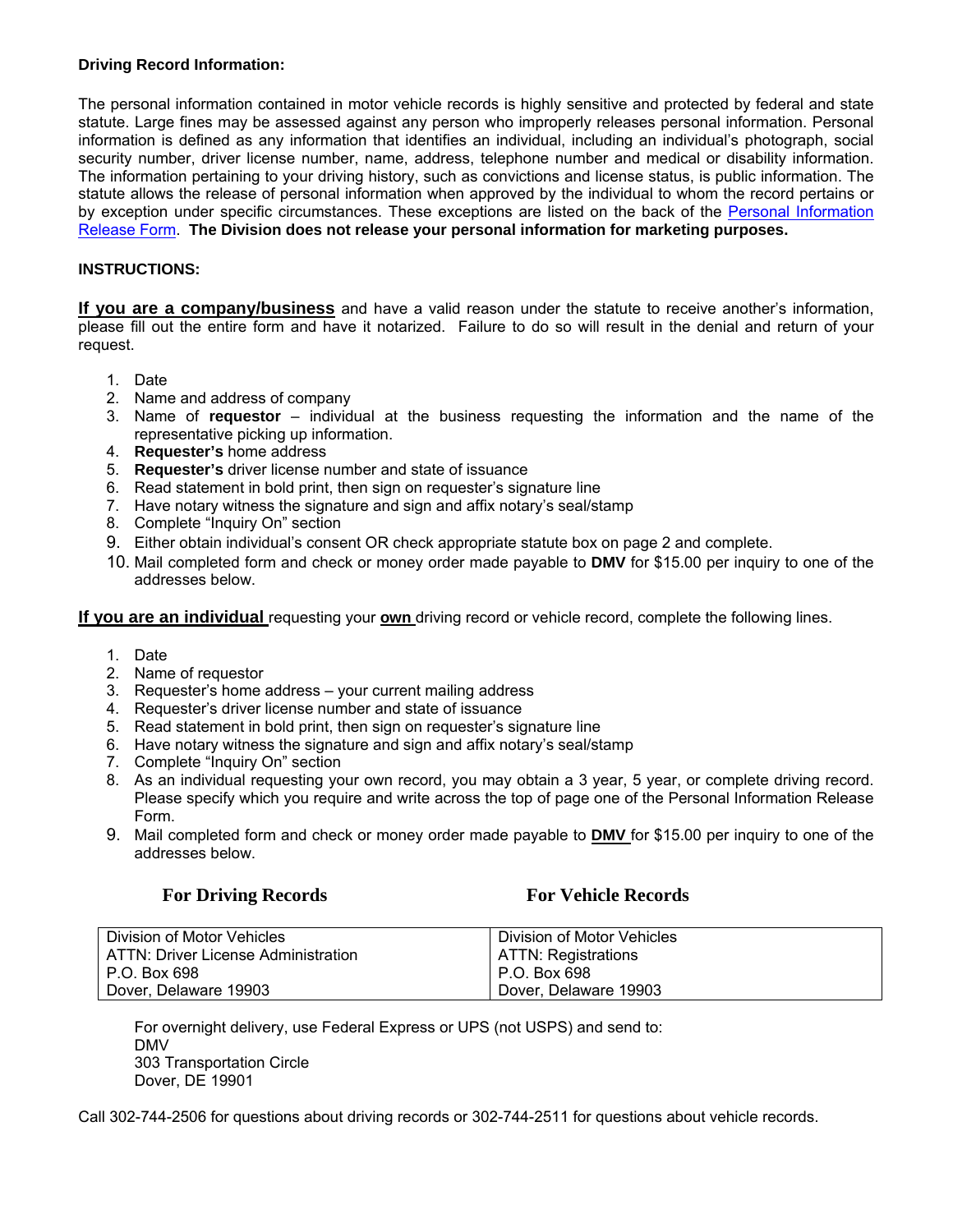**Driving Record Information:**

The personal information contained in motor vehicle records is highly sensitive and protected by federal and state statute. Large fines may be assessed against any person who improperly releases personal information. Personal information is defined as any information that identifies an individual, including an individual's photograph, social security number, driver license number, name, address, telephone number and medical or disability information. The information pertaining to your driving history, such as convictions and license status, is public information. The statute allows the release of personal information when approved by the individual to whom the record pertains or by exception under specific circumstances. These exceptions are listed on the back of the Personal Information Release Form. **The Division does not release your personal information for marketing purposes.**

**INSTRUCTIONS:**

**If you are a company/business** and have a valid reason under the statute to receive another's information, please fill out the entire form and have it notarized. Failure to do so will result in the denial and return of your request.

1. Date
2. Name and address of company
3. Name of **requestor** – individual at the business requesting the information and the name of the representative picking up information.
4. **Requester's** home address
5. **Requester's** driver license number and state of issuance
6. Read statement in bold print, then sign on requester's signature line
7. Have notary witness the signature and sign and affix notary's seal/stamp
8. Complete "Inquiry On" section
9. Either obtain individual's consent OR check appropriate statute box on page 2 and complete.
10. Mail completed form and check or money order made payable to **DMV** for $15.00 per inquiry to one of the addresses below.

**If you are an individual** requesting your **own** driving record or vehicle record, complete the following lines.

1. Date
2. Name of requestor
3. Requester's home address – your current mailing address
4. Requester's driver license number and state of issuance
5. Read statement in bold print, then sign on requester's signature line
6. Have notary witness the signature and sign and affix notary's seal/stamp
7. Complete "Inquiry On" section
8. As an individual requesting your own record, you may obtain a 3 year, 5 year, or complete driving record. Please specify which you require and write across the top of page one of the Personal Information Release Form.
9. Mail completed form and check or money order made payable to **DMV** for $15.00 per inquiry to one of the addresses below.

| **For Driving Records** | **For Vehicle Records** |
| --- | --- |
| Division of Motor Vehicles<br>ATTN: Driver License Administration<br>P.O. Box 698<br>Dover, Delaware 19903 | Division of Motor Vehicles<br>ATTN: Registrations<br>P.O. Box 698<br>Dover, Delaware 19903 |

For overnight delivery, use Federal Express or UPS (not USPS) and send to:
DMV
303 Transportation Circle
Dover, DE 19901

Call 302-744-2506 for questions about driving records or 302-744-2511 for questions about vehicle records.